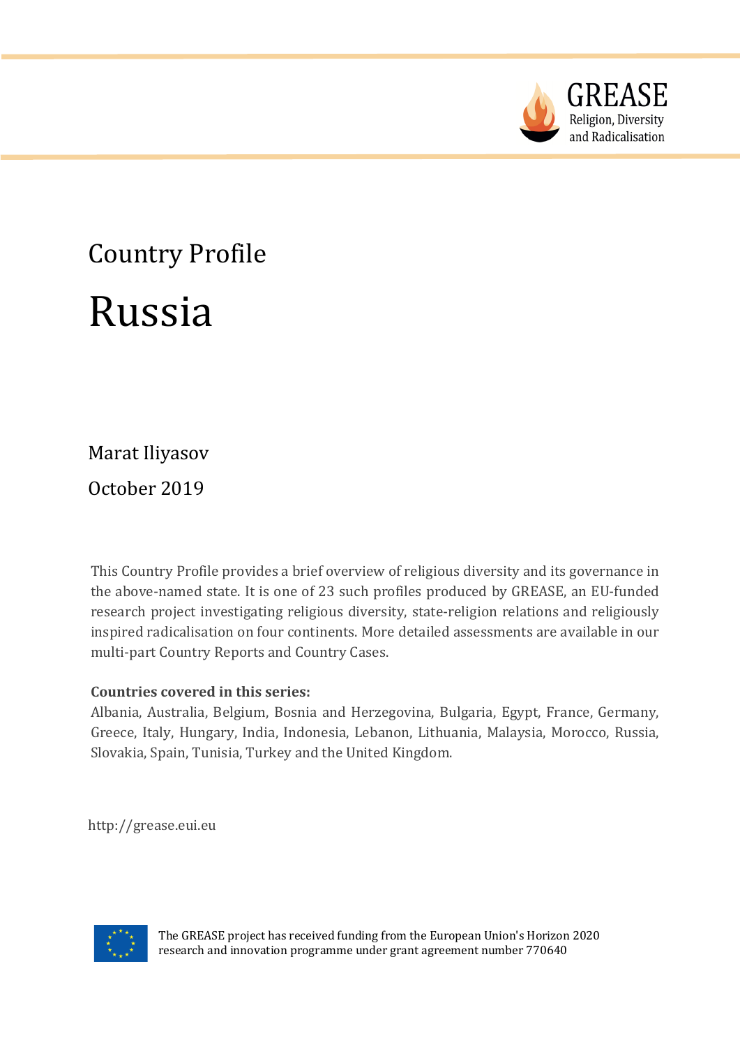GREASE
Religion, Diversity and Radicalisation

Country Profile

# Russia

Marat Iliyasov

October 2019

This Country Profile provides a brief overview of religious diversity and its governance in the above-named state. It is one of 23 such profiles produced by GREASE, an EU-funded research project investigating religious diversity, state-religion relations and religiously inspired radicalisation on four continents. More detailed assessments are available in our multi-part Country Reports and Country Cases.

**Countries covered in this series:**
Albania, Australia, Belgium, Bosnia and Herzegovina, Bulgaria, Egypt, France, Germany, Greece, Italy, Hungary, India, Indonesia, Lebanon, Lithuania, Malaysia, Morocco, Russia, Slovakia, Spain, Tunisia, Turkey and the United Kingdom.

http://grease.eui.eu

The GREASE project has received funding from the European Union's Horizon 2020 research and innovation programme under grant agreement number 770640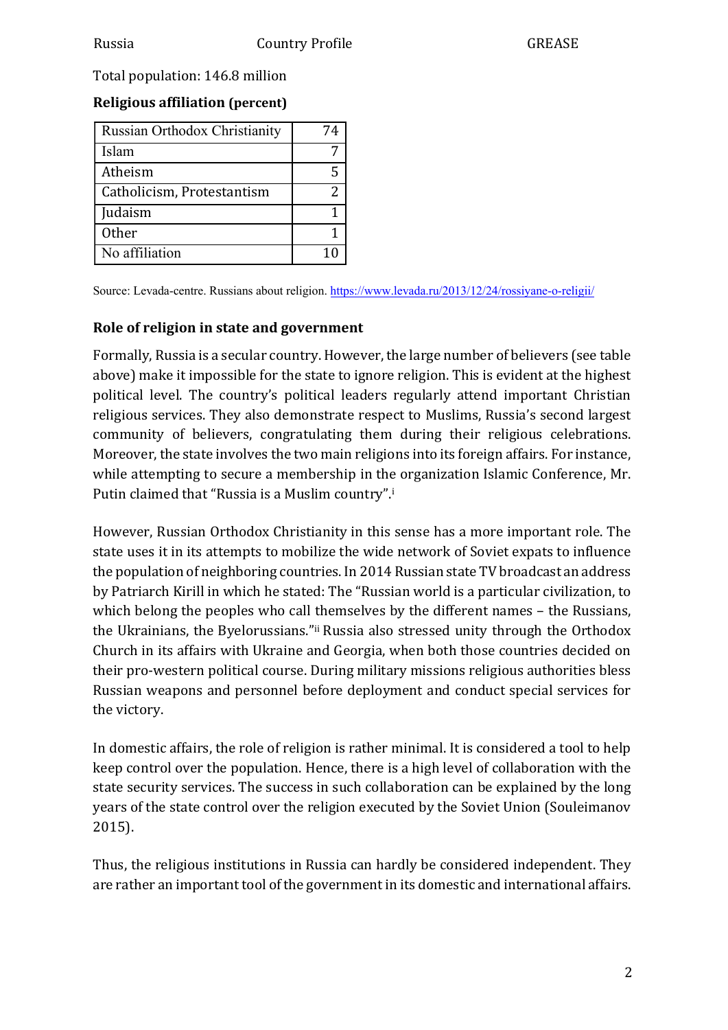Total population: 146.8 million

**Religious affiliation (percent)**

| Religion | Percent |
|---|---|
| Russian Orthodox Christianity | 74 |
| Islam | 7 |
| Atheism | 5 |
| Catholicism, Protestantism | 2 |
| Judaism | 1 |
| Other | 1 |
| No affiliation | 10 |

Source: Levada-centre. Russians about religion. https://www.levada.ru/2013/12/24/rossiyane-o-religii/

**Role of religion in state and government**

Formally, Russia is a secular country. However, the large number of believers (see table above) make it impossible for the state to ignore religion. This is evident at the highest political level. The country's political leaders regularly attend important Christian religious services. They also demonstrate respect to Muslims, Russia's second largest community of believers, congratulating them during their religious celebrations. Moreover, the state involves the two main religions into its foreign affairs. For instance, while attempting to secure a membership in the organization Islamic Conference, Mr. Putin claimed that "Russia is a Muslim country".[i]

However, Russian Orthodox Christianity in this sense has a more important role. The state uses it in its attempts to mobilize the wide network of Soviet expats to influence the population of neighboring countries. In 2014 Russian state TV broadcast an address by Patriarch Kirill in which he stated: The "Russian world is a particular civilization, to which belong the peoples who call themselves by the different names – the Russians, the Ukrainians, the Byelorussians."[ii] Russia also stressed unity through the Orthodox Church in its affairs with Ukraine and Georgia, when both those countries decided on their pro-western political course. During military missions religious authorities bless Russian weapons and personnel before deployment and conduct special services for the victory.

In domestic affairs, the role of religion is rather minimal. It is considered a tool to help keep control over the population. Hence, there is a high level of collaboration with the state security services. The success in such collaboration can be explained by the long years of the state control over the religion executed by the Soviet Union (Souleimanov 2015).

Thus, the religious institutions in Russia can hardly be considered independent. They are rather an important tool of the government in its domestic and international affairs.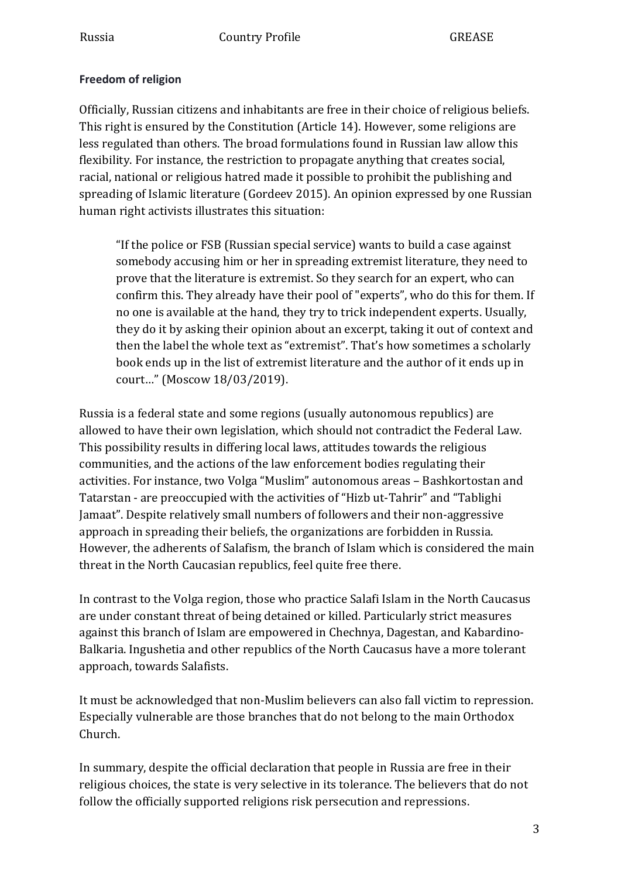**Freedom of religion**

Officially, Russian citizens and inhabitants are free in their choice of religious beliefs. This right is ensured by the Constitution (Article 14). However, some religions are less regulated than others. The broad formulations found in Russian law allow this flexibility. For instance, the restriction to propagate anything that creates social, racial, national or religious hatred made it possible to prohibit the publishing and spreading of Islamic literature (Gordeev 2015). An opinion expressed by one Russian human right activists illustrates this situation:

> "If the police or FSB (Russian special service) wants to build a case against somebody accusing him or her in spreading extremist literature, they need to prove that the literature is extremist. So they search for an expert, who can confirm this. They already have their pool of "experts", who do this for them. If no one is available at the hand, they try to trick independent experts. Usually, they do it by asking their opinion about an excerpt, taking it out of context and then the label the whole text as "extremist". That's how sometimes a scholarly book ends up in the list of extremist literature and the author of it ends up in court…" (Moscow 18/03/2019).

Russia is a federal state and some regions (usually autonomous republics) are allowed to have their own legislation, which should not contradict the Federal Law. This possibility results in differing local laws, attitudes towards the religious communities, and the actions of the law enforcement bodies regulating their activities. For instance, two Volga "Muslim" autonomous areas – Bashkortostan and Tatarstan - are preoccupied with the activities of "Hizb ut-Tahrir" and "Tablighi Jamaat". Despite relatively small numbers of followers and their non-aggressive approach in spreading their beliefs, the organizations are forbidden in Russia. However, the adherents of Salafism, the branch of Islam which is considered the main threat in the North Caucasian republics, feel quite free there.

In contrast to the Volga region, those who practice Salafi Islam in the North Caucasus are under constant threat of being detained or killed. Particularly strict measures against this branch of Islam are empowered in Chechnya, Dagestan, and Kabardino-Balkaria. Ingushetia and other republics of the North Caucasus have a more tolerant approach, towards Salafists.

It must be acknowledged that non-Muslim believers can also fall victim to repression. Especially vulnerable are those branches that do not belong to the main Orthodox Church.

In summary, despite the official declaration that people in Russia are free in their religious choices, the state is very selective in its tolerance. The believers that do not follow the officially supported religions risk persecution and repressions.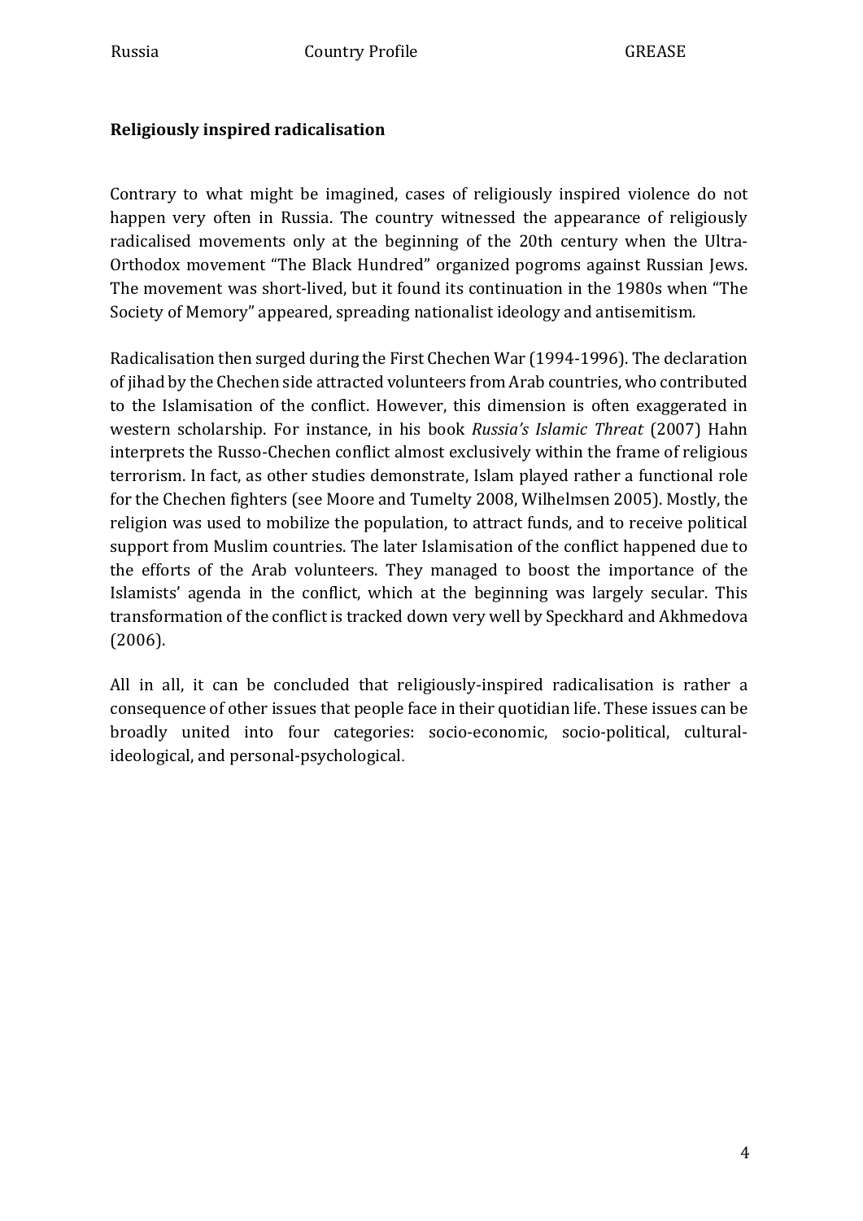**Religiously inspired radicalisation**

Contrary to what might be imagined, cases of religiously inspired violence do not happen very often in Russia. The country witnessed the appearance of religiously radicalised movements only at the beginning of the 20th century when the Ultra-Orthodox movement "The Black Hundred" organized pogroms against Russian Jews. The movement was short-lived, but it found its continuation in the 1980s when "The Society of Memory" appeared, spreading nationalist ideology and antisemitism.

Radicalisation then surged during the First Chechen War (1994-1996). The declaration of jihad by the Chechen side attracted volunteers from Arab countries, who contributed to the Islamisation of the conflict. However, this dimension is often exaggerated in western scholarship. For instance, in his book *Russia's Islamic Threat* (2007) Hahn interprets the Russo-Chechen conflict almost exclusively within the frame of religious terrorism. In fact, as other studies demonstrate, Islam played rather a functional role for the Chechen fighters (see Moore and Tumelty 2008, Wilhelmsen 2005). Mostly, the religion was used to mobilize the population, to attract funds, and to receive political support from Muslim countries. The later Islamisation of the conflict happened due to the efforts of the Arab volunteers. They managed to boost the importance of the Islamists' agenda in the conflict, which at the beginning was largely secular. This transformation of the conflict is tracked down very well by Speckhard and Akhmedova (2006).

All in all, it can be concluded that religiously-inspired radicalisation is rather a consequence of other issues that people face in their quotidian life. These issues can be broadly united into four categories: socio-economic, socio-political, cultural-ideological, and personal-psychological.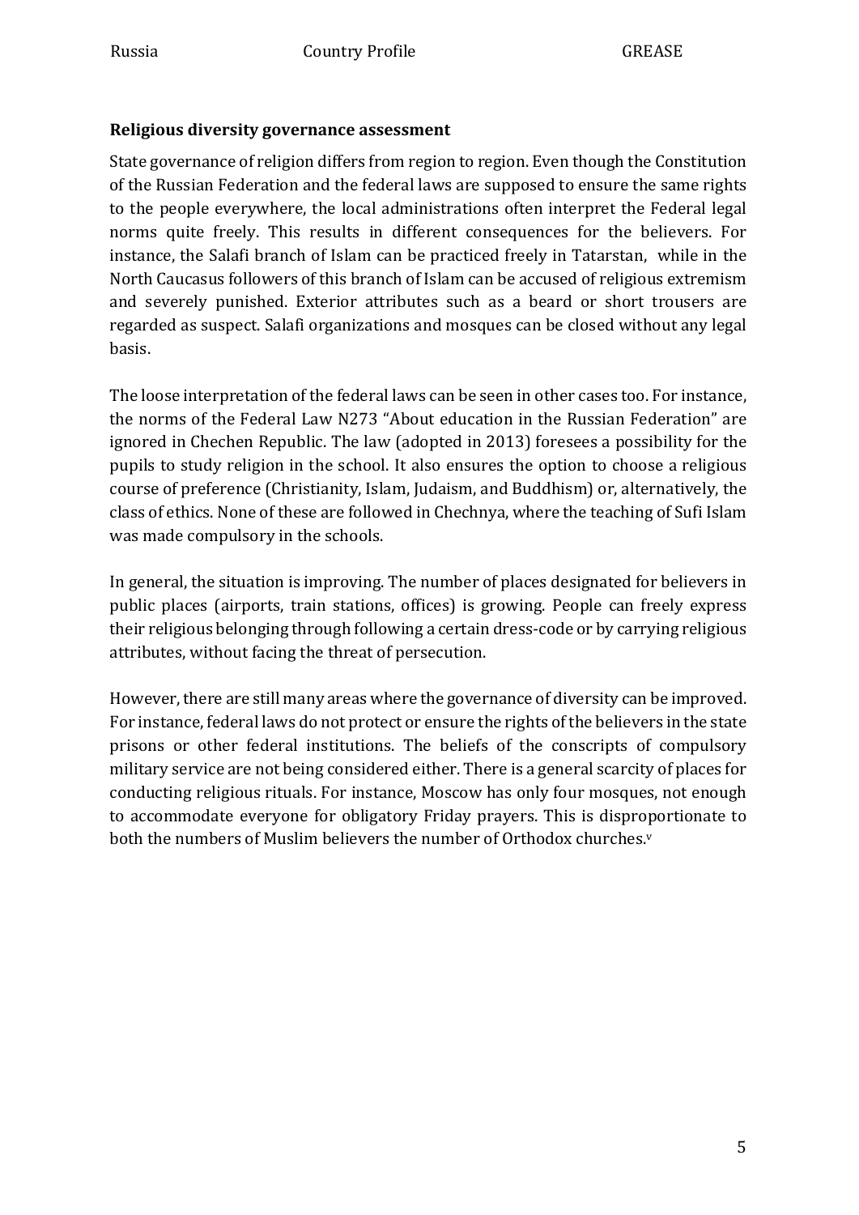**Religious diversity governance assessment**

State governance of religion differs from region to region. Even though the Constitution of the Russian Federation and the federal laws are supposed to ensure the same rights to the people everywhere, the local administrations often interpret the Federal legal norms quite freely. This results in different consequences for the believers. For instance, the Salafi branch of Islam can be practiced freely in Tatarstan, while in the North Caucasus followers of this branch of Islam can be accused of religious extremism and severely punished. Exterior attributes such as a beard or short trousers are regarded as suspect. Salafi organizations and mosques can be closed without any legal basis.

The loose interpretation of the federal laws can be seen in other cases too. For instance, the norms of the Federal Law N273 "About education in the Russian Federation" are ignored in Chechen Republic. The law (adopted in 2013) foresees a possibility for the pupils to study religion in the school. It also ensures the option to choose a religious course of preference (Christianity, Islam, Judaism, and Buddhism) or, alternatively, the class of ethics. None of these are followed in Chechnya, where the teaching of Sufi Islam was made compulsory in the schools.

In general, the situation is improving. The number of places designated for believers in public places (airports, train stations, offices) is growing. People can freely express their religious belonging through following a certain dress-code or by carrying religious attributes, without facing the threat of persecution.

However, there are still many areas where the governance of diversity can be improved. For instance, federal laws do not protect or ensure the rights of the believers in the state prisons or other federal institutions. The beliefs of the conscripts of compulsory military service are not being considered either. There is a general scarcity of places for conducting religious rituals. For instance, Moscow has only four mosques, not enough to accommodate everyone for obligatory Friday prayers. This is disproportionate to both the numbers of Muslim believers the number of Orthodox churches.[v]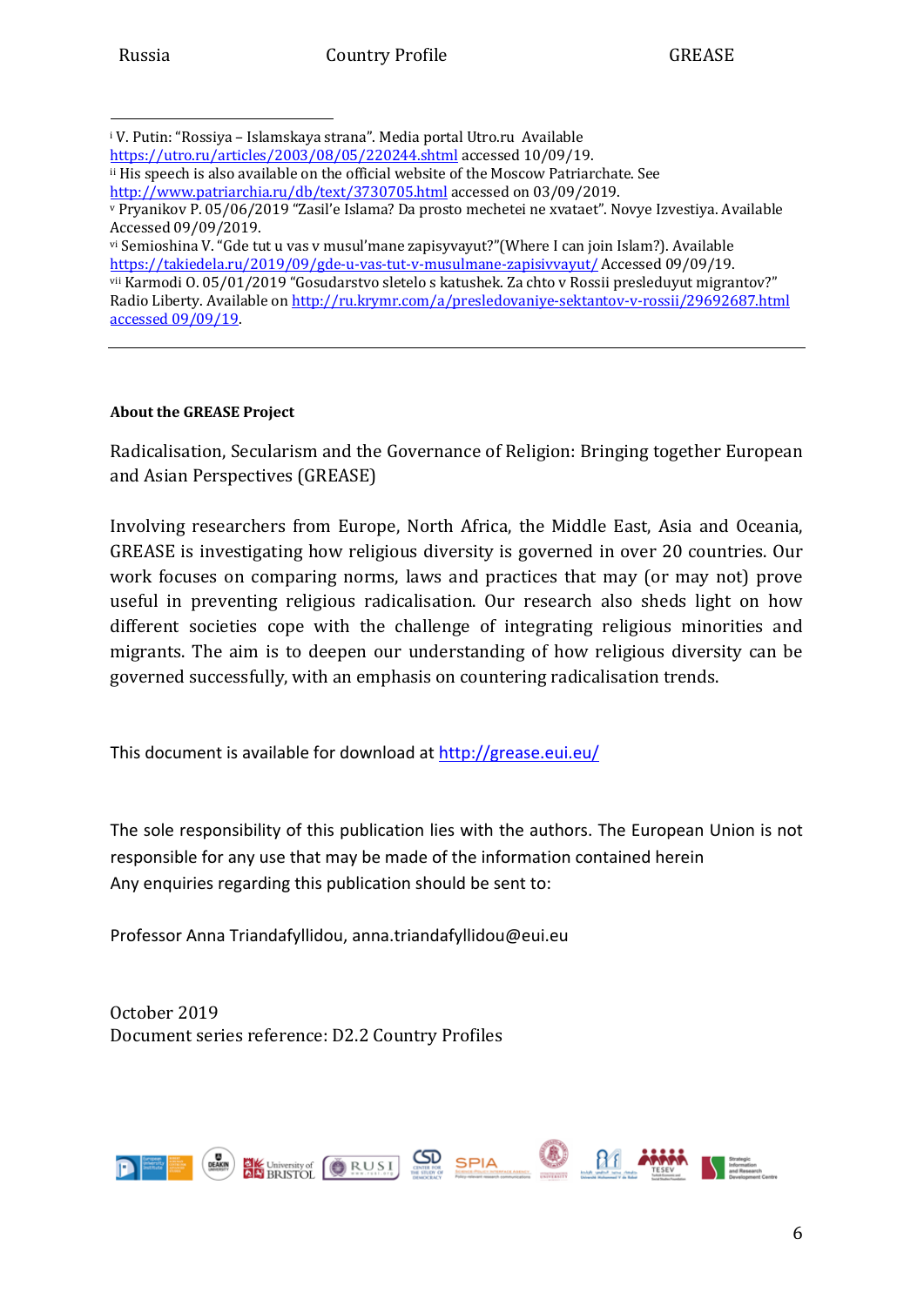[i] V. Putin: "Rossiya – Islamskaya strana". Media portal Utro.ru Available https://utro.ru/articles/2003/08/05/220244.shtml accessed 10/09/19.

[ii] His speech is also available on the official website of the Moscow Patriarchate. See http://www.patriarchia.ru/db/text/3730705.html accessed on 03/09/2019.

[v] Pryanikov P. 05/06/2019 "Zasil'e Islama? Da prosto mechetei ne xvataet". Novye Izvestiya. Available Accessed 09/09/2019.

[vi] Semioshina V. "Gde tut u vas v musul'mane zapisyvayut?"(Where I can join Islam?). Available https://takiedela.ru/2019/09/gde-u-vas-tut-v-musulmane-zapisivvayut/ Accessed 09/09/19.

[vii] Karmodi O. 05/01/2019 "Gosudarstvo sletelo s katushek. Za chto v Rossii presleduyut migrantov?" Radio Liberty. Available on http://ru.krymr.com/a/presledovaniye-sektantov-v-rossii/29692687.html accessed 09/09/19.

**About the GREASE Project**

Radicalisation, Secularism and the Governance of Religion: Bringing together European and Asian Perspectives (GREASE)

Involving researchers from Europe, North Africa, the Middle East, Asia and Oceania, GREASE is investigating how religious diversity is governed in over 20 countries. Our work focuses on comparing norms, laws and practices that may (or may not) prove useful in preventing religious radicalisation. Our research also sheds light on how different societies cope with the challenge of integrating religious minorities and migrants. The aim is to deepen our understanding of how religious diversity can be governed successfully, with an emphasis on countering radicalisation trends.

This document is available for download at http://grease.eui.eu/

The sole responsibility of this publication lies with the authors. The European Union is not responsible for any use that may be made of the information contained herein
Any enquiries regarding this publication should be sent to:

Professor Anna Triandafyllidou, anna.triandafyllidou@eui.eu

October 2019
Document series reference: D2.2 Country Profiles